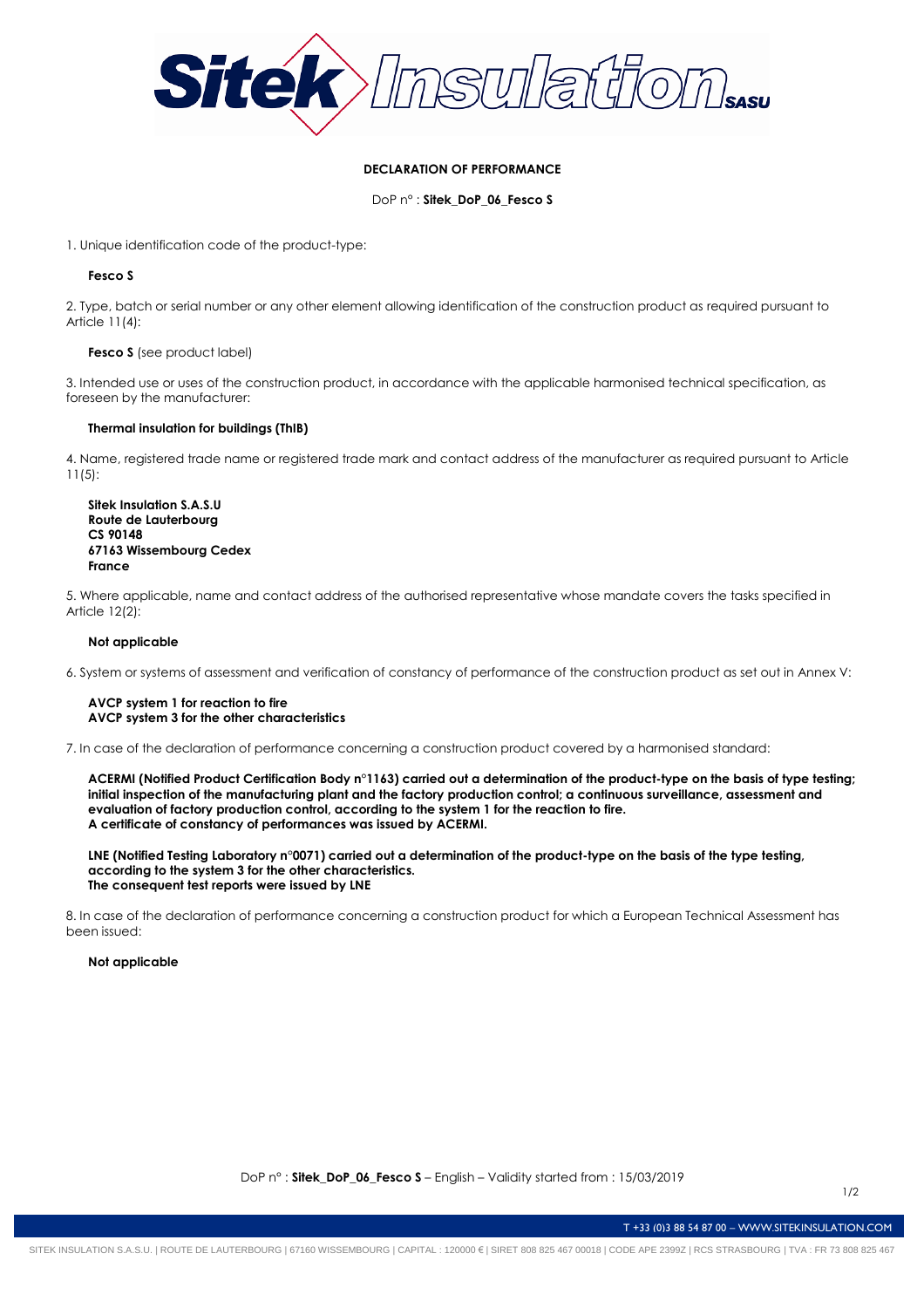**DECLARATION OF PERFORMANCE**

DoP n° : **Sitek_DoP_06_Fesco S**

1. Unique identification code of the product-type:

**Fesco S**

2. Type, batch or serial number or any other element allowing identification of the construction product as required pursuant to Article 11(4):

**Fesco S** (see product label)

3. Intended use or uses of the construction product, in accordance with the applicable harmonised technical specification, as foreseen by the manufacturer:

**Thermal insulation for buildings (ThIB)**

4. Name, registered trade name or registered trade mark and contact address of the manufacturer as required pursuant to Article 11(5):

**Sitek Insulation S.A.S.U**
**Route de Lauterbourg**
**CS 90148**
**67163 Wissembourg Cedex**
**France**

5. Where applicable, name and contact address of the authorised representative whose mandate covers the tasks specified in Article 12(2):

**Not applicable**

6. System or systems of assessment and verification of constancy of performance of the construction product as set out in Annex V:

**AVCP system 1 for reaction to fire**
**AVCP system 3 for the other characteristics**

7. In case of the declaration of performance concerning a construction product covered by a harmonised standard:

**ACERMI (Notified Product Certification Body n°1163) carried out a determination of the product-type on the basis of type testing; initial inspection of the manufacturing plant and the factory production control; a continuous surveillance, assessment and evaluation of factory production control, according to the system 1 for the reaction to fire.**
**A certificate of constancy of performances was issued by ACERMI.**

**LNE (Notified Testing Laboratory n°0071) carried out a determination of the product-type on the basis of the type testing, according to the system 3 for the other characteristics.**
**The consequent test reports were issued by LNE**

8. In case of the declaration of performance concerning a construction product for which a European Technical Assessment has been issued:

**Not applicable**

DoP n° : **Sitek_DoP_06_Fesco S** – English – Validity started from : 15/03/2019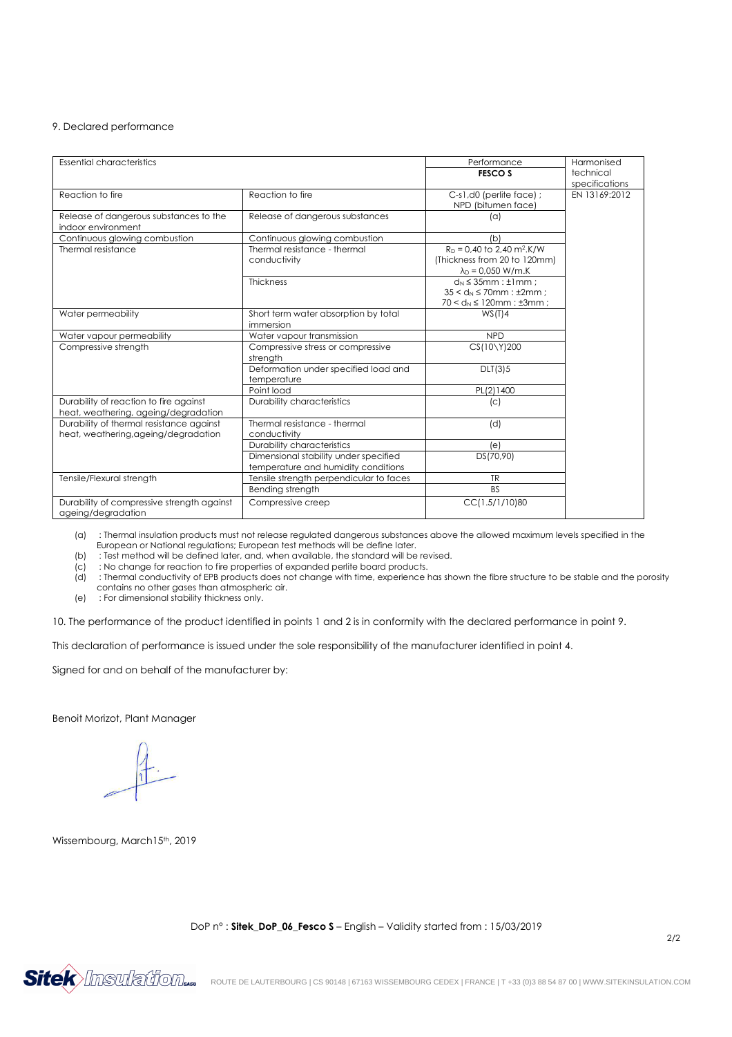9. Declared performance

| Essential characteristics | | Performance **FESCO S** | Harmonised technical specifications |
|---|---|---|---|
| Reaction to fire | Reaction to fire | C-s1,d0 (perlite face) ; NPD (bitumen face) | EN 13169:2012 |
| Release of dangerous substances to the indoor environment | Release of dangerous substances | (a) | |
| Continuous glowing combustion | Continuous glowing combustion | (b) | |
| Thermal resistance | Thermal resistance - thermal conductivity | $R_D$ = 0,40 to 2,40 $m^2$.K/W (Thickness from 20 to 120mm) $\lambda_D$ = 0,050 W/m.K | |
| | Thickness | $d_N \leq$ 35mm : ±1mm ; 35 < $d_N \leq$ 70mm : ±2mm ; 70 < $d_N \leq$ 120mm : ±3mm ; | |
| Water permeability | Short term water absorption by total immersion | WS(T)4 | |
| Water vapour permeability | Water vapour transmission | NPD | |
| Compressive strength | Compressive stress or compressive strength | CS(10\Y)200 | |
| | Deformation under specified load and temperature | DLT(3)5 | |
| | Point load | PL(2)1400 | |
| Durability of reaction to fire against heat, weathering, ageing/degradation | Durability characteristics | (c) | |
| Durability of thermal resistance against heat, weathering,ageing/degradation | Thermal resistance - thermal conductivity | (d) | |
| | Durability characteristics | (e) | |
| | Dimensional stability under specified temperature and humidity conditions | DS(70,90) | |
| Tensile/Flexural strength | Tensile strength perpendicular to faces | TR | |
| | Bending strength | BS | |
| Durability of compressive strength against ageing/degradation | Compressive creep | CC(1.5/1/10)80 | |

(a) : Thermal insulation products must not release regulated dangerous substances above the allowed maximum levels specified in the European or National regulations; European test methods will be define later.
(b) : Test method will be defined later, and, when available, the standard will be revised.
(c) : No change for reaction to fire properties of expanded perlite board products.
(d) : Thermal conductivity of EPB products does not change with time, experience has shown the fibre structure to be stable and the porosity contains no other gases than atmospheric air.
(e) : For dimensional stability thickness only.

10. The performance of the product identified in points 1 and 2 is in conformity with the declared performance in point 9.

This declaration of performance is issued under the sole responsibility of the manufacturer identified in point 4.

Signed for and on behalf of the manufacturer by:

Benoit Morizot, Plant Manager

Wissembourg, March15th, 2019

DoP n° : **Sitek_DoP_06_Fesco S** – English – Validity started from : 15/03/2019

Sitek Insulation SASU ROUTE DE LAUTERBOURG | CS 90148 | 67163 WISSEMBOURG CEDEX | FRANCE | T +33 (0)3 88 54 87 00 | WWW.SITEKINSULATION.COM